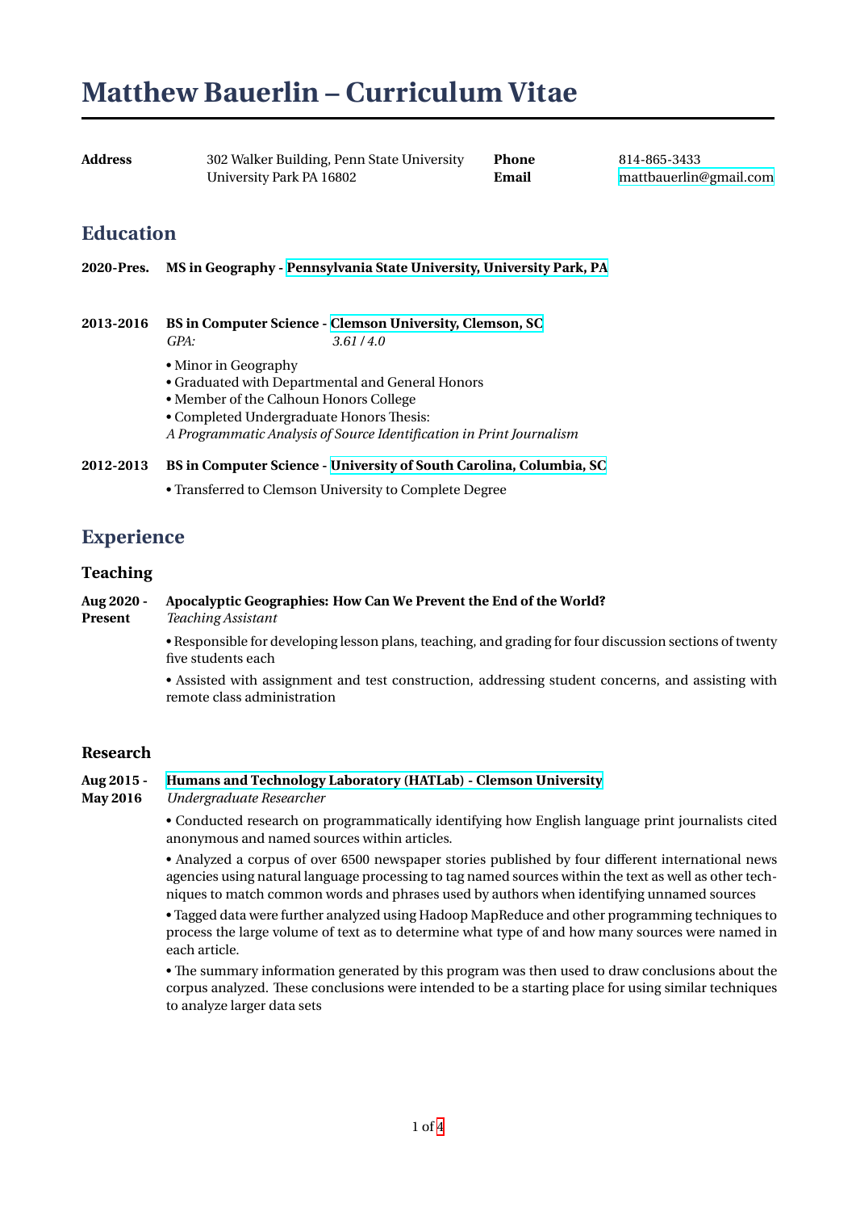# Matthew Bauerlin – Curriculum Vitae

**Address** 302 Walker Building, Penn State University
University Park PA 16802

**Phone** 814-865-3433
**Email** mattbauerlin@gmail.com

## Education

**2020-Pres.** **MS in Geography - Pennsylvania State University, University Park, PA**

**2013-2016** **BS in Computer Science - Clemson University, Clemson, SC**
*GPA:* *3.61 / 4.0*

- Minor in Geography
- Graduated with Departmental and General Honors
- Member of the Calhoun Honors College
- Completed Undergraduate Honors Thesis:
*A Programmatic Analysis of Source Identification in Print Journalism*

**2012-2013** **BS in Computer Science - University of South Carolina, Columbia, SC**

- Transferred to Clemson University to Complete Degree

## Experience

### Teaching

**Aug 2020 - Present** **Apocalyptic Geographies: How Can We Prevent the End of the World?**
*Teaching Assistant*

- Responsible for developing lesson plans, teaching, and grading for four discussion sections of twenty five students each
- Assisted with assignment and test construction, addressing student concerns, and assisting with remote class administration

### Research

**Aug 2015 - May 2016** **Humans and Technology Laboratory (HATLab) - Clemson University**
*Undergraduate Researcher*

- Conducted research on programmatically identifying how English language print journalists cited anonymous and named sources within articles.
- Analyzed a corpus of over 6500 newspaper stories published by four different international news agencies using natural language processing to tag named sources within the text as well as other techniques to match common words and phrases used by authors when identifying unnamed sources
- Tagged data were further analyzed using Hadoop MapReduce and other programming techniques to process the large volume of text as to determine what type of and how many sources were named in each article.
- The summary information generated by this program was then used to draw conclusions about the corpus analyzed. These conclusions were intended to be a starting place for using similar techniques to analyze larger data sets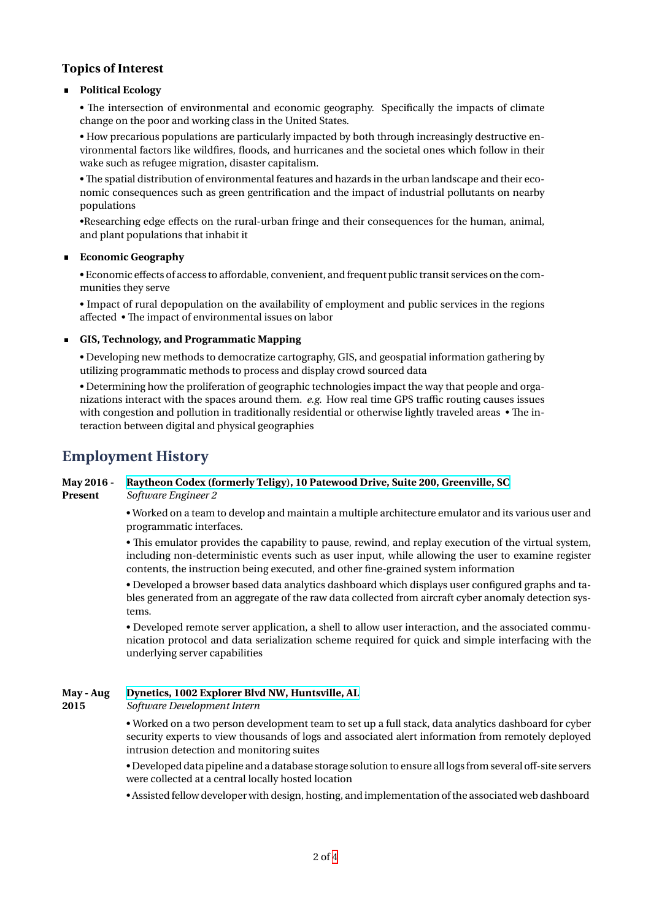### Topics of Interest

- **Political Ecology**

  • The intersection of environmental and economic geography. Specifically the impacts of climate change on the poor and working class in the United States.

  • How precarious populations are particularly impacted by both through increasingly destructive environmental factors like wildfires, floods, and hurricanes and the societal ones which follow in their wake such as refugee migration, disaster capitalism.

  • The spatial distribution of environmental features and hazards in the urban landscape and their economic consequences such as green gentrification and the impact of industrial pollutants on nearby populations

  •Researching edge effects on the rural-urban fringe and their consequences for the human, animal, and plant populations that inhabit it

- **Economic Geography**

  • Economic effects of access to affordable, convenient, and frequent public transit services on the communities they serve

  • Impact of rural depopulation on the availability of employment and public services in the regions affected • The impact of environmental issues on labor

- **GIS, Technology, and Programmatic Mapping**

  • Developing new methods to democratize cartography, GIS, and geospatial information gathering by utilizing programmatic methods to process and display crowd sourced data

  • Determining how the proliferation of geographic technologies impact the way that people and organizations interact with the spaces around them. *e.g.* How real time GPS traffic routing causes issues with congestion and pollution in traditionally residential or otherwise lightly traveled areas • The interaction between digital and physical geographies

## Employment History

**May 2016 - Present** — **Raytheon Codex (formerly Teligy), 10 Patewood Drive, Suite 200, Greenville, SC**
*Software Engineer 2*

• Worked on a team to develop and maintain a multiple architecture emulator and its various user and programmatic interfaces.

• This emulator provides the capability to pause, rewind, and replay execution of the virtual system, including non-deterministic events such as user input, while allowing the user to examine register contents, the instruction being executed, and other fine-grained system information

• Developed a browser based data analytics dashboard which displays user configured graphs and tables generated from an aggregate of the raw data collected from aircraft cyber anomaly detection systems.

• Developed remote server application, a shell to allow user interaction, and the associated communication protocol and data serialization scheme required for quick and simple interfacing with the underlying server capabilities

**May - Aug 2015** — **Dynetics, 1002 Explorer Blvd NW, Huntsville, AL**
*Software Development Intern*

• Worked on a two person development team to set up a full stack, data analytics dashboard for cyber security experts to view thousands of logs and associated alert information from remotely deployed intrusion detection and monitoring suites

• Developed data pipeline and a database storage solution to ensure all logs from several off-site servers were collected at a central locally hosted location

• Assisted fellow developer with design, hosting, and implementation of the associated web dashboard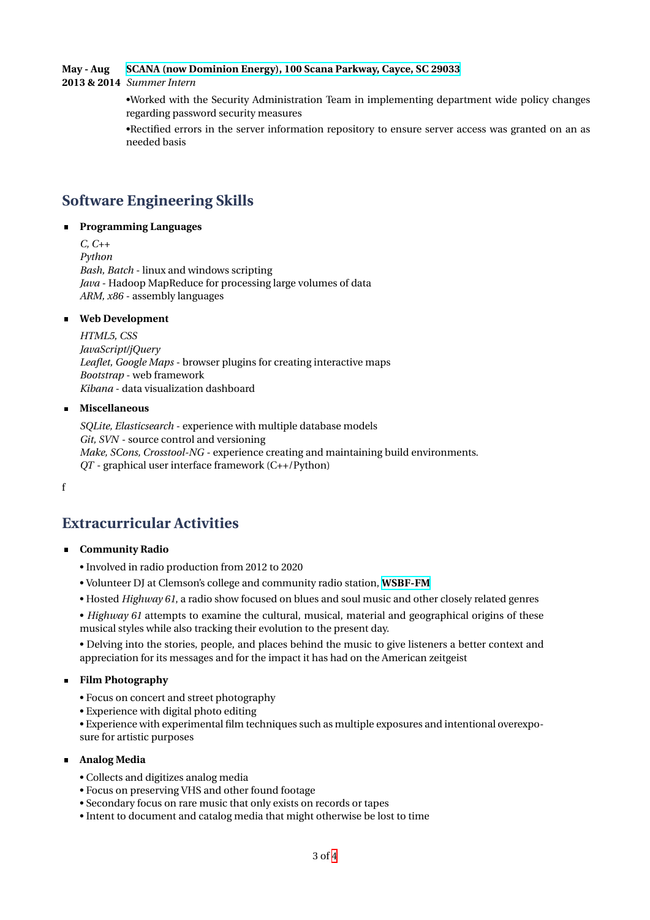**May - Aug 2013 & 2014** **SCANA (now Dominion Energy), 100 Scana Parkway, Cayce, SC 29033**
*Summer Intern*

•Worked with the Security Administration Team in implementing department wide policy changes regarding password security measures

•Rectified errors in the server information repository to ensure server access was granted on an as needed basis

## Software Engineering Skills

- **Programming Languages**

  *C, C++*
  *Python*
  *Bash, Batch* - linux and windows scripting
  *Java* - Hadoop MapReduce for processing large volumes of data
  *ARM, x86* - assembly languages

- **Web Development**

  *HTML5, CSS*
  *JavaScript/jQuery*
  *Leaflet, Google Maps* - browser plugins for creating interactive maps
  *Bootstrap* - web framework
  *Kibana* - data visualization dashboard

- **Miscellaneous**

  *SQLite, Elasticsearch* - experience with multiple database models
  *Git, SVN* - source control and versioning
  *Make, SCons, Crosstool-NG* - experience creating and maintaining build environments.
  *QT* - graphical user interface framework (C++/Python)

f

## Extracurricular Activities

- **Community Radio**

  • Involved in radio production from 2012 to 2020

  • Volunteer DJ at Clemson's college and community radio station, **WSBF-FM**

  • Hosted *Highway 61*, a radio show focused on blues and soul music and other closely related genres

  • *Highway 61* attempts to examine the cultural, musical, material and geographical origins of these musical styles while also tracking their evolution to the present day.

  • Delving into the stories, people, and places behind the music to give listeners a better context and appreciation for its messages and for the impact it has had on the American zeitgeist

- **Film Photography**

  • Focus on concert and street photography
  • Experience with digital photo editing
  • Experience with experimental film techniques such as multiple exposures and intentional overexposure for artistic purposes

- **Analog Media**

  • Collects and digitizes analog media
  • Focus on preserving VHS and other found footage
  • Secondary focus on rare music that only exists on records or tapes
  • Intent to document and catalog media that might otherwise be lost to time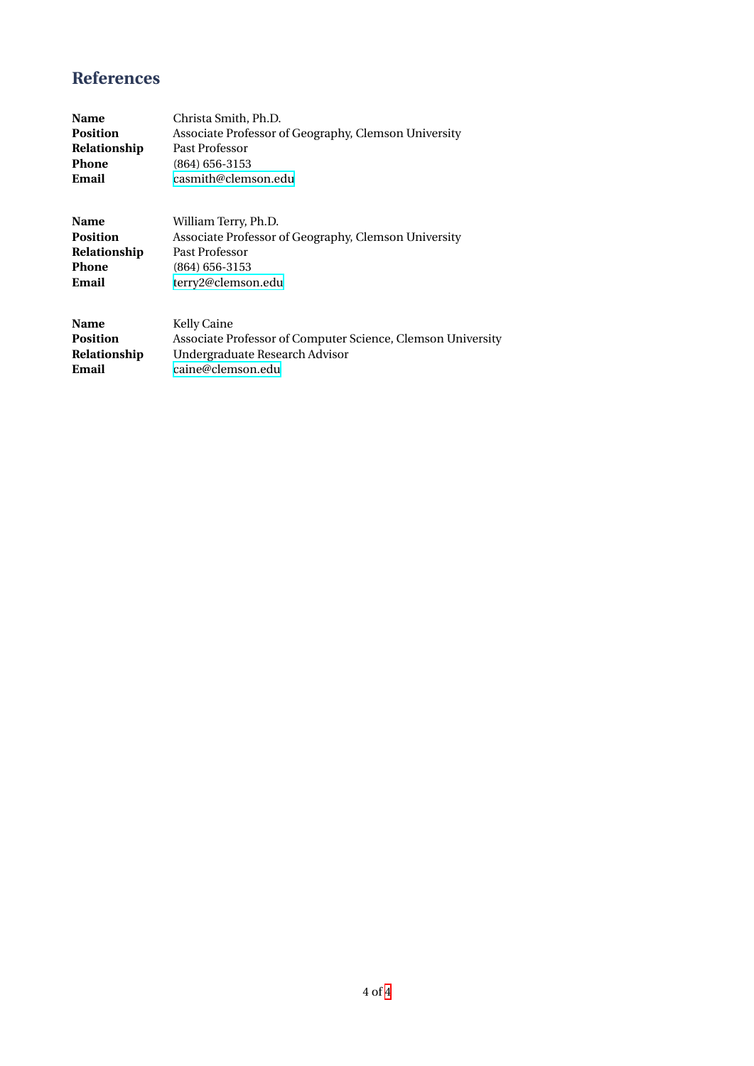## References

**Name** Christa Smith, Ph.D.
**Position** Associate Professor of Geography, Clemson University
**Relationship** Past Professor
**Phone** (864) 656-3153
**Email** casmith@clemson.edu

**Name** William Terry, Ph.D.
**Position** Associate Professor of Geography, Clemson University
**Relationship** Past Professor
**Phone** (864) 656-3153
**Email** terry2@clemson.edu

**Name** Kelly Caine
**Position** Associate Professor of Computer Science, Clemson University
**Relationship** Undergraduate Research Advisor
**Email** caine@clemson.edu